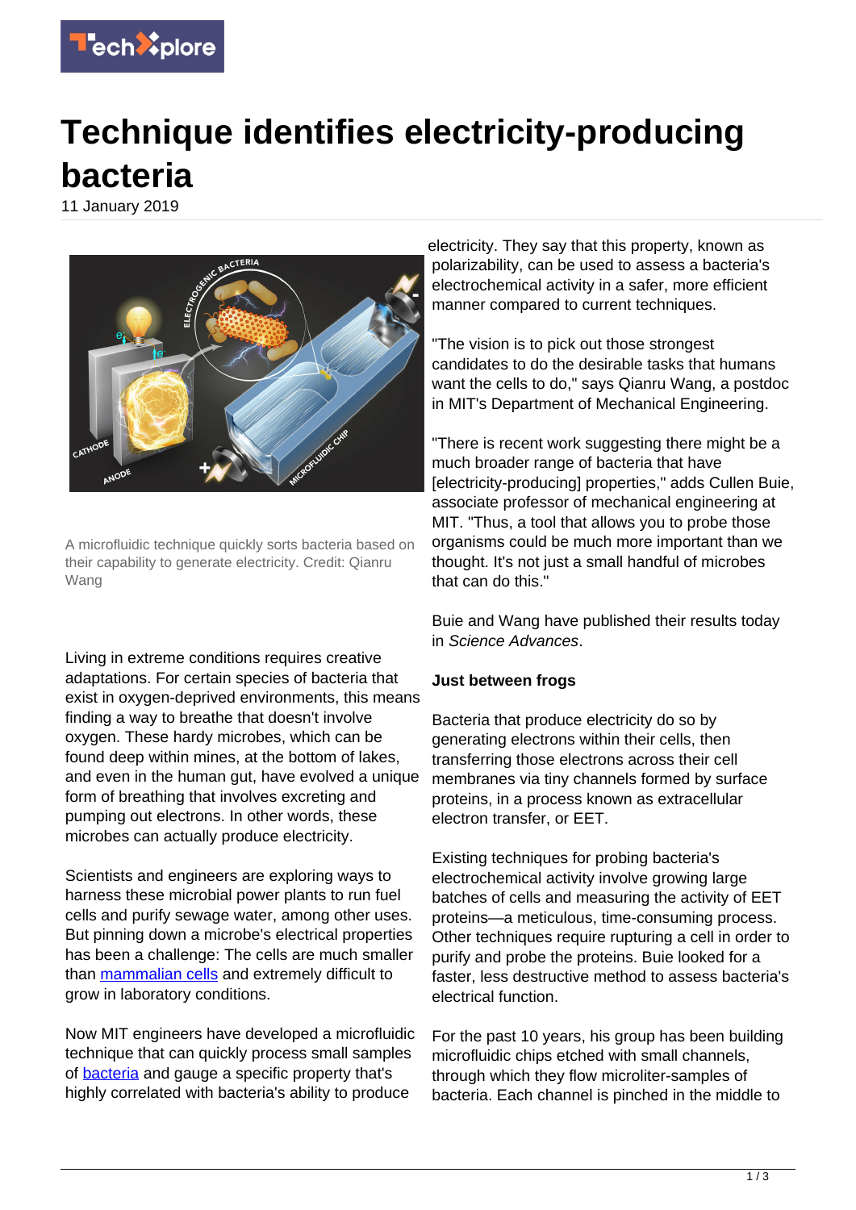# Technique identifies electricity-producing bacteria

11 January 2019

A microfluidic technique quickly sorts bacteria based on their capability to generate electricity. Credit: Qianru Wang

Living in extreme conditions requires creative adaptations. For certain species of bacteria that exist in oxygen-deprived environments, this means finding a way to breathe that doesn't involve oxygen. These hardy microbes, which can be found deep within mines, at the bottom of lakes, and even in the human gut, have evolved a unique form of breathing that involves excreting and pumping out electrons. In other words, these microbes can actually produce electricity.

Scientists and engineers are exploring ways to harness these microbial power plants to run fuel cells and purify sewage water, among other uses. But pinning down a microbe's electrical properties has been a challenge: The cells are much smaller than mammalian cells and extremely difficult to grow in laboratory conditions.

Now MIT engineers have developed a microfluidic technique that can quickly process small samples of bacteria and gauge a specific property that's highly correlated with bacteria's ability to produce electricity. They say that this property, known as polarizability, can be used to assess a bacteria's electrochemical activity in a safer, more efficient manner compared to current techniques.

"The vision is to pick out those strongest candidates to do the desirable tasks that humans want the cells to do," says Qianru Wang, a postdoc in MIT's Department of Mechanical Engineering.

"There is recent work suggesting there might be a much broader range of bacteria that have [electricity-producing] properties," adds Cullen Buie, associate professor of mechanical engineering at MIT. "Thus, a tool that allows you to probe those organisms could be much more important than we thought. It's not just a small handful of microbes that can do this."

Buie and Wang have published their results today in *Science Advances*.

**Just between frogs**

Bacteria that produce electricity do so by generating electrons within their cells, then transferring those electrons across their cell membranes via tiny channels formed by surface proteins, in a process known as extracellular electron transfer, or EET.

Existing techniques for probing bacteria's electrochemical activity involve growing large batches of cells and measuring the activity of EET proteins—a meticulous, time-consuming process. Other techniques require rupturing a cell in order to purify and probe the proteins. Buie looked for a faster, less destructive method to assess bacteria's electrical function.

For the past 10 years, his group has been building microfluidic chips etched with small channels, through which they flow microliter-samples of bacteria. Each channel is pinched in the middle to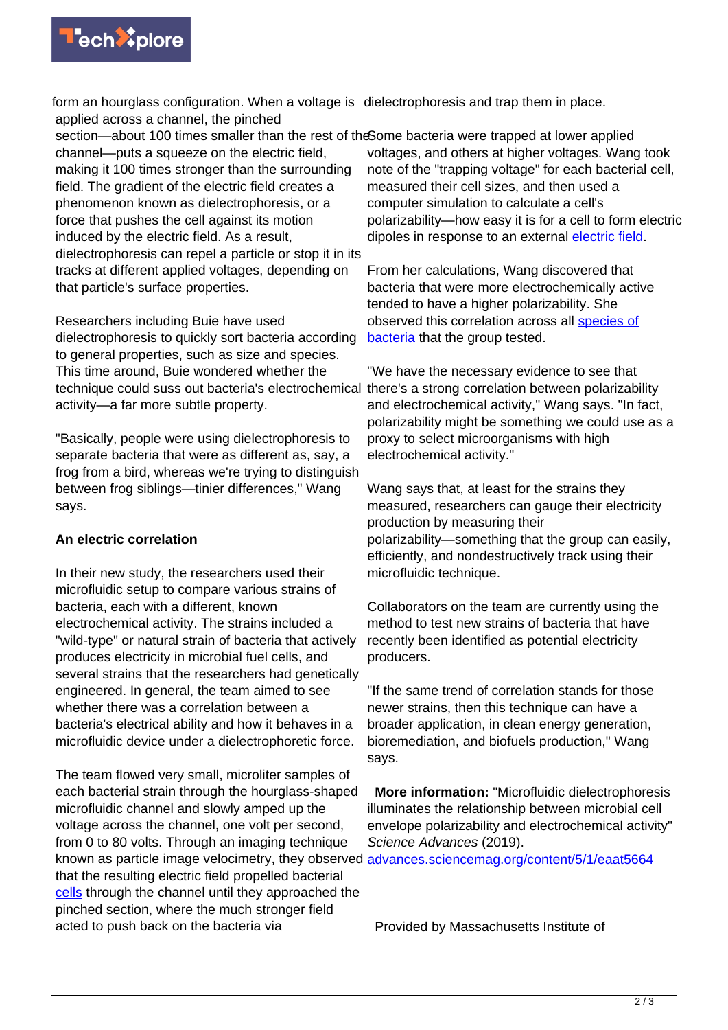form an hourglass configuration. When a voltage is applied across a channel, the pinched section—about 100 times smaller than the rest of the channel—puts a squeeze on the electric field, making it 100 times stronger than the surrounding field. The gradient of the electric field creates a phenomenon known as dielectrophoresis, or a force that pushes the cell against its motion induced by the electric field. As a result, dielectrophoresis can repel a particle or stop it in its tracks at different applied voltages, depending on that particle's surface properties.

Researchers including Buie have used dielectrophoresis to quickly sort bacteria according to general properties, such as size and species. This time around, Buie wondered whether the technique could suss out bacteria's electrochemical activity—a far more subtle property.

"Basically, people were using dielectrophoresis to separate bacteria that were as different as, say, a frog from a bird, whereas we're trying to distinguish between frog siblings—tinier differences," Wang says.

**An electric correlation**

In their new study, the researchers used their microfluidic setup to compare various strains of bacteria, each with a different, known electrochemical activity. The strains included a "wild-type" or natural strain of bacteria that actively produces electricity in microbial fuel cells, and several strains that the researchers had genetically engineered. In general, the team aimed to see whether there was a correlation between a bacteria's electrical ability and how it behaves in a microfluidic device under a dielectrophoretic force.

The team flowed very small, microliter samples of each bacterial strain through the hourglass-shaped microfluidic channel and slowly amped up the voltage across the channel, one volt per second, from 0 to 80 volts. Through an imaging technique known as particle image velocimetry, they observed that the resulting electric field propelled bacterial cells through the channel until they approached the pinched section, where the much stronger field acted to push back on the bacteria via dielectrophoresis and trap them in place.

Some bacteria were trapped at lower applied voltages, and others at higher voltages. Wang took note of the "trapping voltage" for each bacterial cell, measured their cell sizes, and then used a computer simulation to calculate a cell's polarizability—how easy it is for a cell to form electric dipoles in response to an external electric field.

From her calculations, Wang discovered that bacteria that were more electrochemically active tended to have a higher polarizability. She observed this correlation across all species of bacteria that the group tested.

"We have the necessary evidence to see that there's a strong correlation between polarizability and electrochemical activity," Wang says. "In fact, polarizability might be something we could use as a proxy to select microorganisms with high electrochemical activity."

Wang says that, at least for the strains they measured, researchers can gauge their electricity production by measuring their polarizability—something that the group can easily, efficiently, and nondestructively track using their microfluidic technique.

Collaborators on the team are currently using the method to test new strains of bacteria that have recently been identified as potential electricity producers.

"If the same trend of correlation stands for those newer strains, then this technique can have a broader application, in clean energy generation, bioremediation, and biofuels production," Wang says.

**More information:** "Microfluidic dielectrophoresis illuminates the relationship between microbial cell envelope polarizability and electrochemical activity" *Science Advances* (2019). advances.sciencemag.org/content/5/1/eaat5664

Provided by Massachusetts Institute of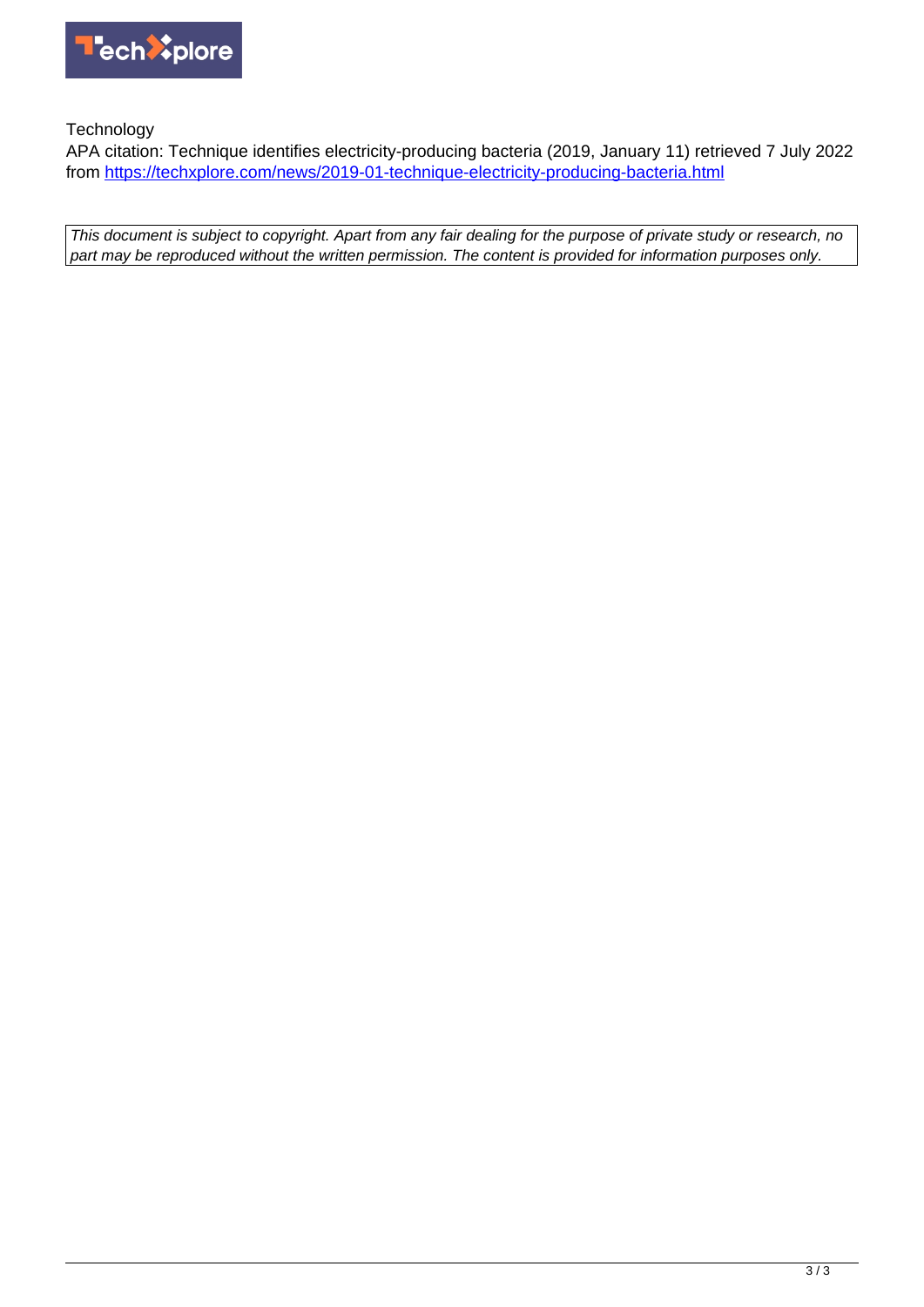Technology

APA citation: Technique identifies electricity-producing bacteria (2019, January 11) retrieved 7 July 2022 from https://techxplore.com/news/2019-01-technique-electricity-producing-bacteria.html

*This document is subject to copyright. Apart from any fair dealing for the purpose of private study or research, no part may be reproduced without the written permission. The content is provided for information purposes only.*